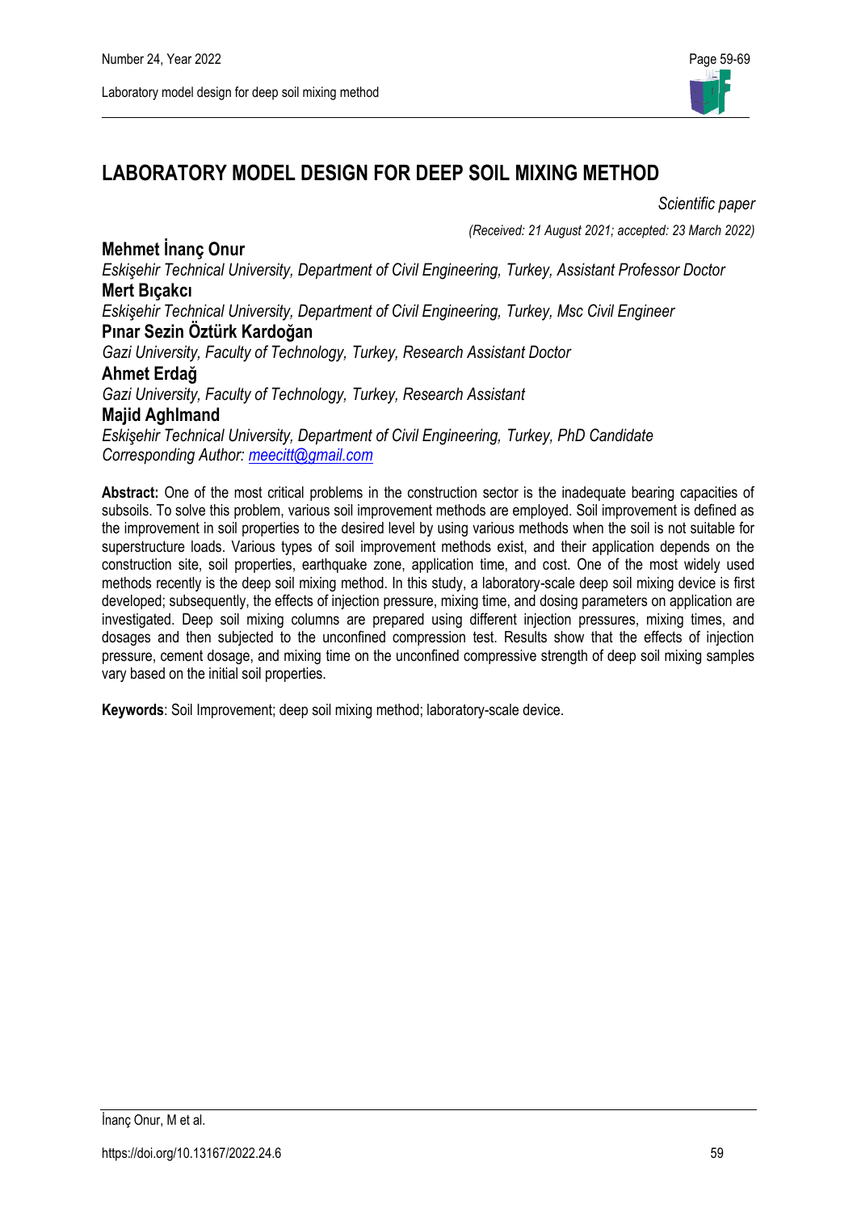# LABORATORY MODEL DESIGN FOR DEEP SOIL MIXING METHOD

*Scientific paper*

*(Received: 21 August 2021; accepted: 23 March 2022)*

**Mehmet İnanç Onur**

*Eskişehir Technical University, Department of Civil Engineering, Turkey, Assistant Professor Doctor*

**Mert Bıçakcı**

*Eskişehir Technical University, Department of Civil Engineering, Turkey, Msc Civil Engineer*

**Pınar Sezin Öztürk Kardoğan**

*Gazi University, Faculty of Technology, Turkey, Research Assistant Doctor*

**Ahmet Erdağ**

*Gazi University, Faculty of Technology, Turkey, Research Assistant*

**Majid Aghlmand**

*Eskişehir Technical University, Department of Civil Engineering, Turkey, PhD Candidate*

*Corresponding Author: meecitt@gmail.com*

**Abstract:** One of the most critical problems in the construction sector is the inadequate bearing capacities of subsoils. To solve this problem, various soil improvement methods are employed. Soil improvement is defined as the improvement in soil properties to the desired level by using various methods when the soil is not suitable for superstructure loads. Various types of soil improvement methods exist, and their application depends on the construction site, soil properties, earthquake zone, application time, and cost. One of the most widely used methods recently is the deep soil mixing method. In this study, a laboratory-scale deep soil mixing device is first developed; subsequently, the effects of injection pressure, mixing time, and dosing parameters on application are investigated. Deep soil mixing columns are prepared using different injection pressures, mixing times, and dosages and then subjected to the unconfined compression test. Results show that the effects of injection pressure, cement dosage, and mixing time on the unconfined compressive strength of deep soil mixing samples vary based on the initial soil properties.

**Keywords**: Soil Improvement; deep soil mixing method; laboratory-scale device.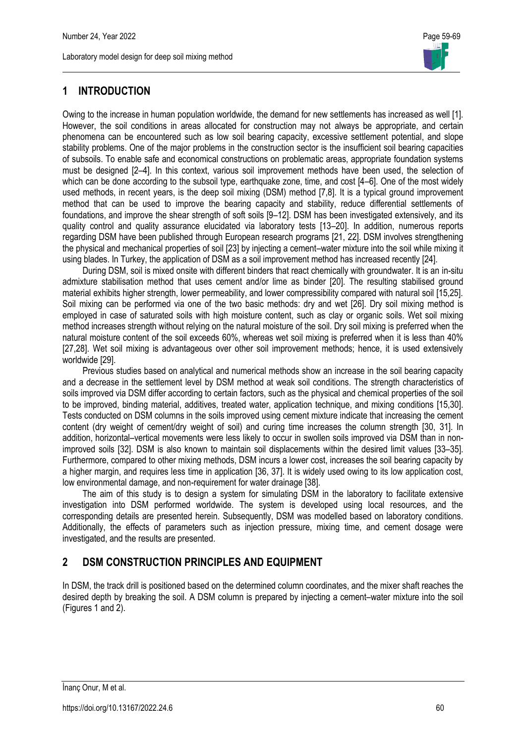## 1 INTRODUCTION

Owing to the increase in human population worldwide, the demand for new settlements has increased as well [1]. However, the soil conditions in areas allocated for construction may not always be appropriate, and certain phenomena can be encountered such as low soil bearing capacity, excessive settlement potential, and slope stability problems. One of the major problems in the construction sector is the insufficient soil bearing capacities of subsoils. To enable safe and economical constructions on problematic areas, appropriate foundation systems must be designed [2–4]. In this context, various soil improvement methods have been used, the selection of which can be done according to the subsoil type, earthquake zone, time, and cost [4–6]. One of the most widely used methods, in recent years, is the deep soil mixing (DSM) method [7,8]. It is a typical ground improvement method that can be used to improve the bearing capacity and stability, reduce differential settlements of foundations, and improve the shear strength of soft soils [9–12]. DSM has been investigated extensively, and its quality control and quality assurance elucidated via laboratory tests [13–20]. In addition, numerous reports regarding DSM have been published through European research programs [21, 22]. DSM involves strengthening the physical and mechanical properties of soil [23] by injecting a cement–water mixture into the soil while mixing it using blades. In Turkey, the application of DSM as a soil improvement method has increased recently [24].

During DSM, soil is mixed onsite with different binders that react chemically with groundwater. It is an in-situ admixture stabilisation method that uses cement and/or lime as binder [20]. The resulting stabilised ground material exhibits higher strength, lower permeability, and lower compressibility compared with natural soil [15,25]. Soil mixing can be performed via one of the two basic methods: dry and wet [26]. Dry soil mixing method is employed in case of saturated soils with high moisture content, such as clay or organic soils. Wet soil mixing method increases strength without relying on the natural moisture of the soil. Dry soil mixing is preferred when the natural moisture content of the soil exceeds 60%, whereas wet soil mixing is preferred when it is less than 40% [27,28]. Wet soil mixing is advantageous over other soil improvement methods; hence, it is used extensively worldwide [29].

Previous studies based on analytical and numerical methods show an increase in the soil bearing capacity and a decrease in the settlement level by DSM method at weak soil conditions. The strength characteristics of soils improved via DSM differ according to certain factors, such as the physical and chemical properties of the soil to be improved, binding material, additives, treated water, application technique, and mixing conditions [15,30]. Tests conducted on DSM columns in the soils improved using cement mixture indicate that increasing the cement content (dry weight of cement/dry weight of soil) and curing time increases the column strength [30, 31]. In addition, horizontal–vertical movements were less likely to occur in swollen soils improved via DSM than in non-improved soils [32]. DSM is also known to maintain soil displacements within the desired limit values [33–35]. Furthermore, compared to other mixing methods, DSM incurs a lower cost, increases the soil bearing capacity by a higher margin, and requires less time in application [36, 37]. It is widely used owing to its low application cost, low environmental damage, and non-requirement for water drainage [38].

The aim of this study is to design a system for simulating DSM in the laboratory to facilitate extensive investigation into DSM performed worldwide. The system is developed using local resources, and the corresponding details are presented herein. Subsequently, DSM was modelled based on laboratory conditions. Additionally, the effects of parameters such as injection pressure, mixing time, and cement dosage were investigated, and the results are presented.

## 2 DSM CONSTRUCTION PRINCIPLES AND EQUIPMENT

In DSM, the track drill is positioned based on the determined column coordinates, and the mixer shaft reaches the desired depth by breaking the soil. A DSM column is prepared by injecting a cement–water mixture into the soil (Figures 1 and 2).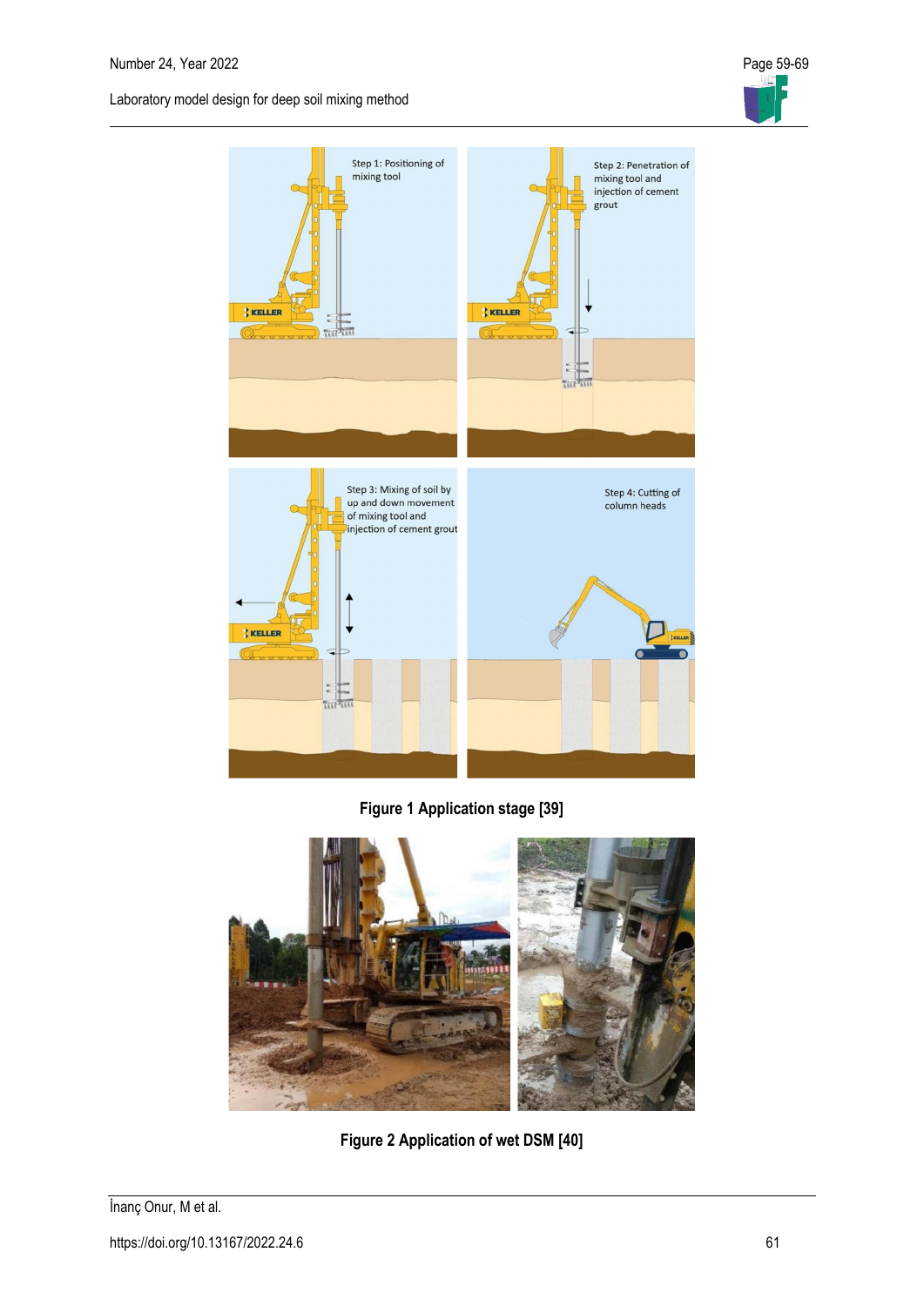Figure 1 Application stage [39]

Figure 2 Application of wet DSM [40]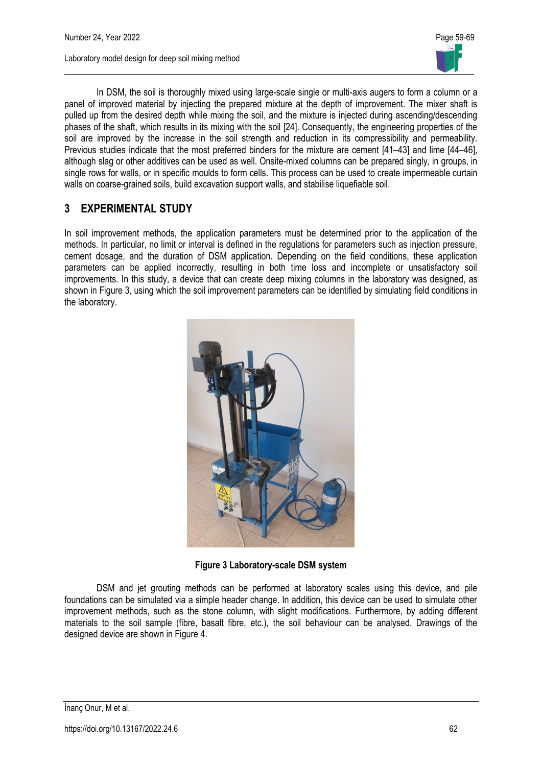In DSM, the soil is thoroughly mixed using large-scale single or multi-axis augers to form a column or a panel of improved material by injecting the prepared mixture at the depth of improvement. The mixer shaft is pulled up from the desired depth while mixing the soil, and the mixture is injected during ascending/descending phases of the shaft, which results in its mixing with the soil [24]. Consequently, the engineering properties of the soil are improved by the increase in the soil strength and reduction in its compressibility and permeability. Previous studies indicate that the most preferred binders for the mixture are cement [41–43] and lime [44–46], although slag or other additives can be used as well. Onsite-mixed columns can be prepared singly, in groups, in single rows for walls, or in specific moulds to form cells. This process can be used to create impermeable curtain walls on coarse-grained soils, build excavation support walls, and stabilise liquefiable soil.

## 3 EXPERIMENTAL STUDY

In soil improvement methods, the application parameters must be determined prior to the application of the methods. In particular, no limit or interval is defined in the regulations for parameters such as injection pressure, cement dosage, and the duration of DSM application. Depending on the field conditions, these application parameters can be applied incorrectly, resulting in both time loss and incomplete or unsatisfactory soil improvements. In this study, a device that can create deep mixing columns in the laboratory was designed, as shown in Figure 3, using which the soil improvement parameters can be identified by simulating field conditions in the laboratory.

**Figure 3 Laboratory-scale DSM system**

DSM and jet grouting methods can be performed at laboratory scales using this device, and pile foundations can be simulated via a simple header change. In addition, this device can be used to simulate other improvement methods, such as the stone column, with slight modifications. Furthermore, by adding different materials to the soil sample (fibre, basalt fibre, etc.), the soil behaviour can be analysed. Drawings of the designed device are shown in Figure 4.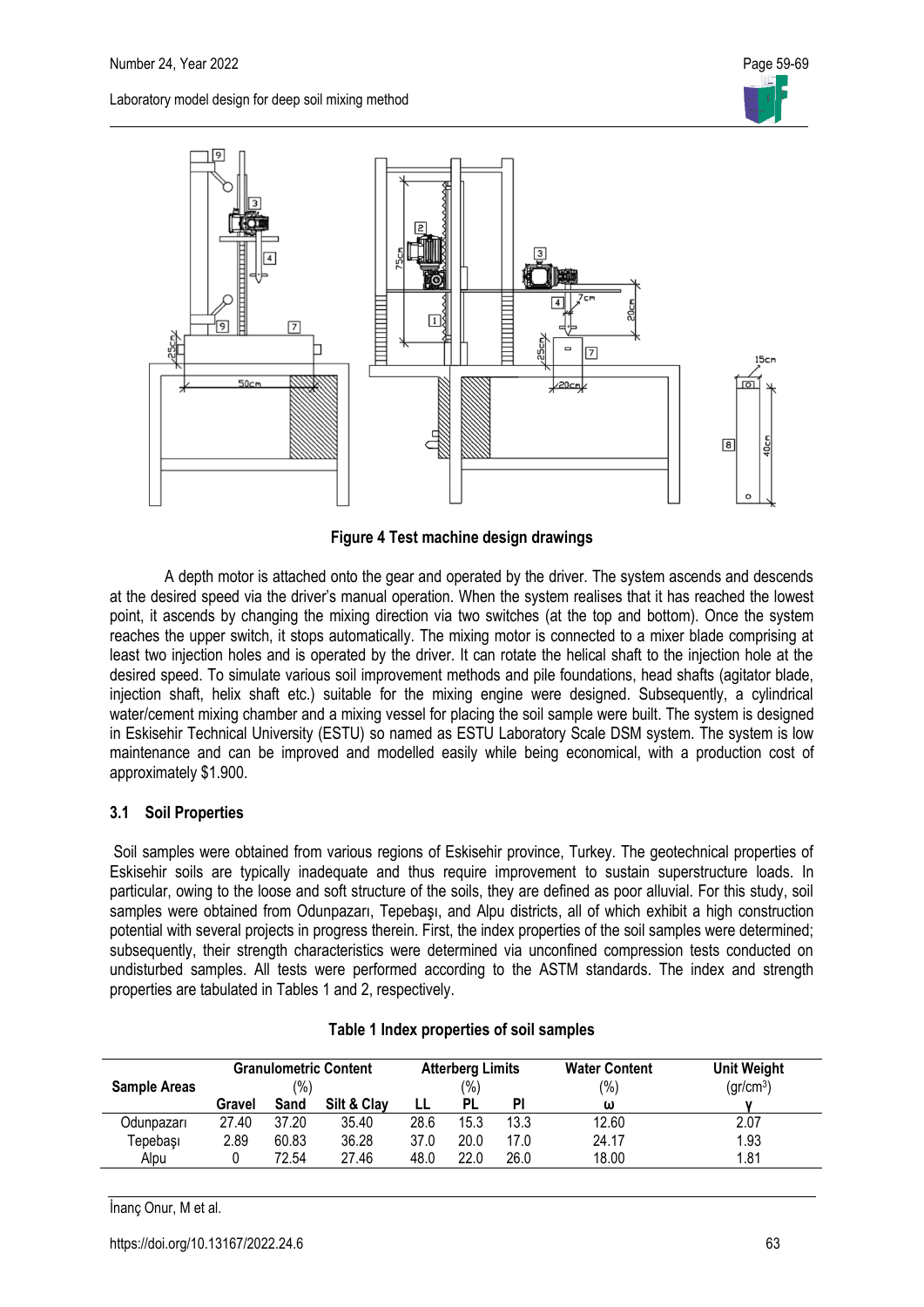**Figure 4 Test machine design drawings**

A depth motor is attached onto the gear and operated by the driver. The system ascends and descends at the desired speed via the driver's manual operation. When the system realises that it has reached the lowest point, it ascends by changing the mixing direction via two switches (at the top and bottom). Once the system reaches the upper switch, it stops automatically. The mixing motor is connected to a mixer blade comprising at least two injection holes and is operated by the driver. It can rotate the helical shaft to the injection hole at the desired speed. To simulate various soil improvement methods and pile foundations, head shafts (agitator blade, injection shaft, helix shaft etc.) suitable for the mixing engine were designed. Subsequently, a cylindrical water/cement mixing chamber and a mixing vessel for placing the soil sample were built. The system is designed in Eskisehir Technical University (ESTU) so named as ESTU Laboratory Scale DSM system. The system is low maintenance and can be improved and modelled easily while being economical, with a production cost of approximately $1.900.

### 3.1 Soil Properties

Soil samples were obtained from various regions of Eskisehir province, Turkey. The geotechnical properties of Eskisehir soils are typically inadequate and thus require improvement to sustain superstructure loads. In particular, owing to the loose and soft structure of the soils, they are defined as poor alluvial. For this study, soil samples were obtained from Odunpazarı, Tepebaşı, and Alpu districts, all of which exhibit a high construction potential with several projects in progress therein. First, the index properties of the soil samples were determined; subsequently, their strength characteristics were determined via unconfined compression tests conducted on undisturbed samples. All tests were performed according to the ASTM standards. The index and strength properties are tabulated in Tables 1 and 2, respectively.

**Table 1 Index properties of soil samples**

| Sample Areas | Granulometric Content (%) | | | Atterberg Limits (%) | | | Water Content (%) | Unit Weight (gr/cm$^3$) |
|---|---|---|---|---|---|---|---|---|
| | Gravel | Sand | Silt & Clay | LL | PL | PI | ω | γ |
| Odunpazarı | 27.40 | 37.20 | 35.40 | 28.6 | 15.3 | 13.3 | 12.60 | 2.07 |
| Tepebaşı | 2.89 | 60.83 | 36.28 | 37.0 | 20.0 | 17.0 | 24.17 | 1.93 |
| Alpu | 0 | 72.54 | 27.46 | 48.0 | 22.0 | 26.0 | 18.00 | 1.81 |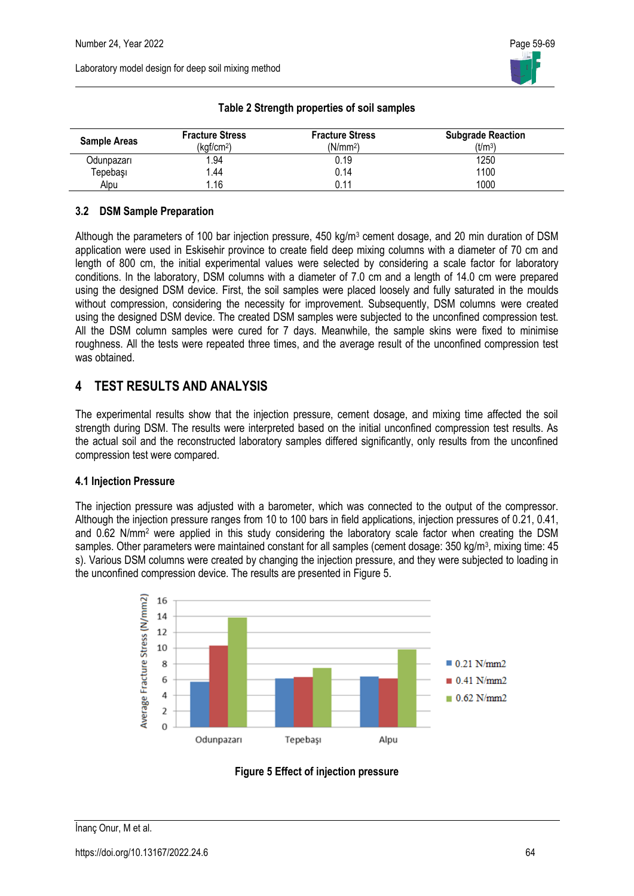**Table 2 Strength properties of soil samples**

| Sample Areas | Fracture Stress (kgf/cm²) | Fracture Stress (N/mm²) | Subgrade Reaction (t/m³) |
|---|---|---|---|
| Odunpazarı | 1.94 | 0.19 | 1250 |
| Tepebaşı | 1.44 | 0.14 | 1100 |
| Alpu | 1.16 | 0.11 | 1000 |

### 3.2 DSM Sample Preparation

Although the parameters of 100 bar injection pressure, 450 kg/m³ cement dosage, and 20 min duration of DSM application were used in Eskisehir province to create field deep mixing columns with a diameter of 70 cm and length of 800 cm, the initial experimental values were selected by considering a scale factor for laboratory conditions. In the laboratory, DSM columns with a diameter of 7.0 cm and a length of 14.0 cm were prepared using the designed DSM device. First, the soil samples were placed loosely and fully saturated in the moulds without compression, considering the necessity for improvement. Subsequently, DSM columns were created using the designed DSM device. The created DSM samples were subjected to the unconfined compression test. All the DSM column samples were cured for 7 days. Meanwhile, the sample skins were fixed to minimise roughness. All the tests were repeated three times, and the average result of the unconfined compression test was obtained.

## 4 TEST RESULTS AND ANALYSIS

The experimental results show that the injection pressure, cement dosage, and mixing time affected the soil strength during DSM. The results were interpreted based on the initial unconfined compression test results. As the actual soil and the reconstructed laboratory samples differed significantly, only results from the unconfined compression test were compared.

### 4.1 Injection Pressure

The injection pressure was adjusted with a barometer, which was connected to the output of the compressor. Although the injection pressure ranges from 10 to 100 bars in field applications, injection pressures of 0.21, 0.41, and 0.62 N/mm² were applied in this study considering the laboratory scale factor when creating the DSM samples. Other parameters were maintained constant for all samples (cement dosage: 350 kg/m³, mixing time: 45 s). Various DSM columns were created by changing the injection pressure, and they were subjected to loading in the unconfined compression device. The results are presented in Figure 5.

**Figure 5 Effect of injection pressure**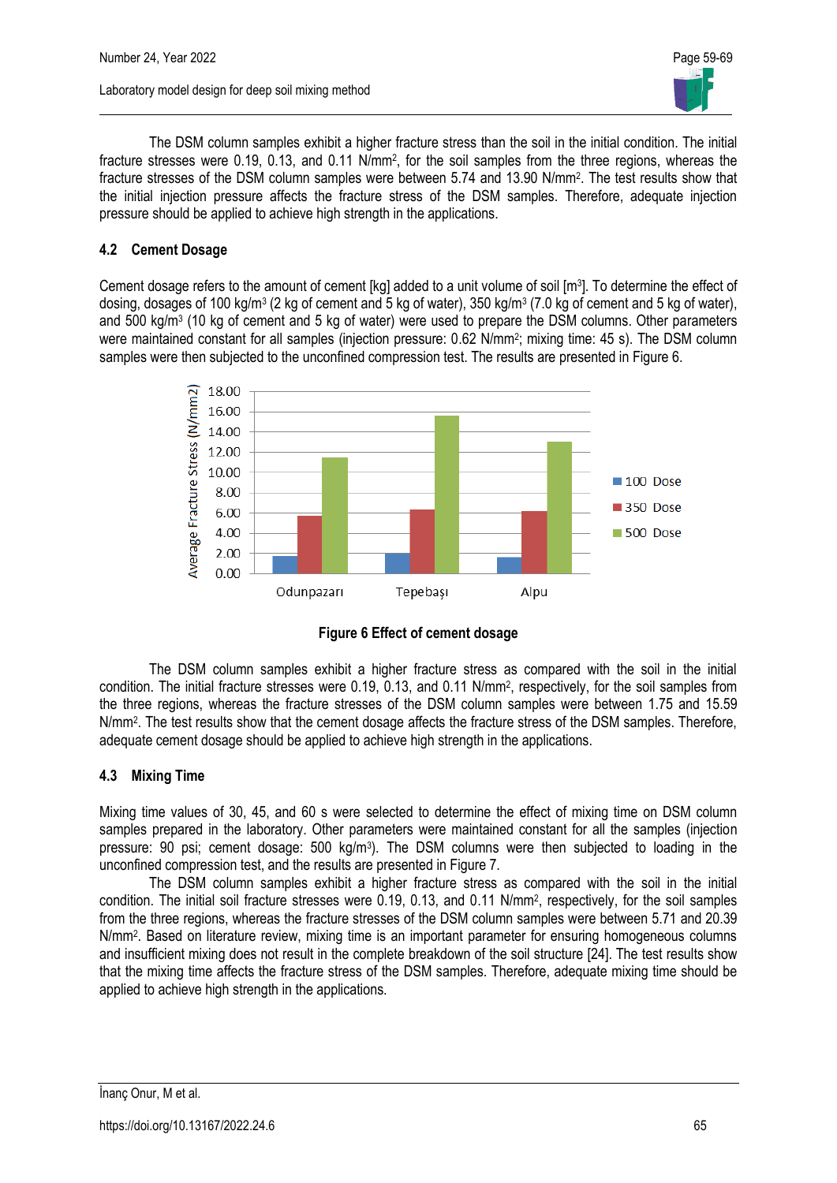The DSM column samples exhibit a higher fracture stress than the soil in the initial condition. The initial fracture stresses were 0.19, 0.13, and 0.11 N/mm², for the soil samples from the three regions, whereas the fracture stresses of the DSM column samples were between 5.74 and 13.90 N/mm². The test results show that the initial injection pressure affects the fracture stress of the DSM samples. Therefore, adequate injection pressure should be applied to achieve high strength in the applications.

### 4.2 Cement Dosage

Cement dosage refers to the amount of cement [kg] added to a unit volume of soil [m³]. To determine the effect of dosing, dosages of 100 kg/m³ (2 kg of cement and 5 kg of water), 350 kg/m³ (7.0 kg of cement and 5 kg of water), and 500 kg/m³ (10 kg of cement and 5 kg of water) were used to prepare the DSM columns. Other parameters were maintained constant for all samples (injection pressure: 0.62 N/mm²; mixing time: 45 s). The DSM column samples were then subjected to the unconfined compression test. The results are presented in Figure 6.

**Figure 6 Effect of cement dosage**

The DSM column samples exhibit a higher fracture stress as compared with the soil in the initial condition. The initial fracture stresses were 0.19, 0.13, and 0.11 N/mm², respectively, for the soil samples from the three regions, whereas the fracture stresses of the DSM column samples were between 1.75 and 15.59 N/mm². The test results show that the cement dosage affects the fracture stress of the DSM samples. Therefore, adequate cement dosage should be applied to achieve high strength in the applications.

### 4.3 Mixing Time

Mixing time values of 30, 45, and 60 s were selected to determine the effect of mixing time on DSM column samples prepared in the laboratory. Other parameters were maintained constant for all the samples (injection pressure: 90 psi; cement dosage: 500 kg/m³). The DSM columns were then subjected to loading in the unconfined compression test, and the results are presented in Figure 7.

The DSM column samples exhibit a higher fracture stress as compared with the soil in the initial condition. The initial soil fracture stresses were 0.19, 0.13, and 0.11 N/mm², respectively, for the soil samples from the three regions, whereas the fracture stresses of the DSM column samples were between 5.71 and 20.39 N/mm². Based on literature review, mixing time is an important parameter for ensuring homogeneous columns and insufficient mixing does not result in the complete breakdown of the soil structure [24]. The test results show that the mixing time affects the fracture stress of the DSM samples. Therefore, adequate mixing time should be applied to achieve high strength in the applications.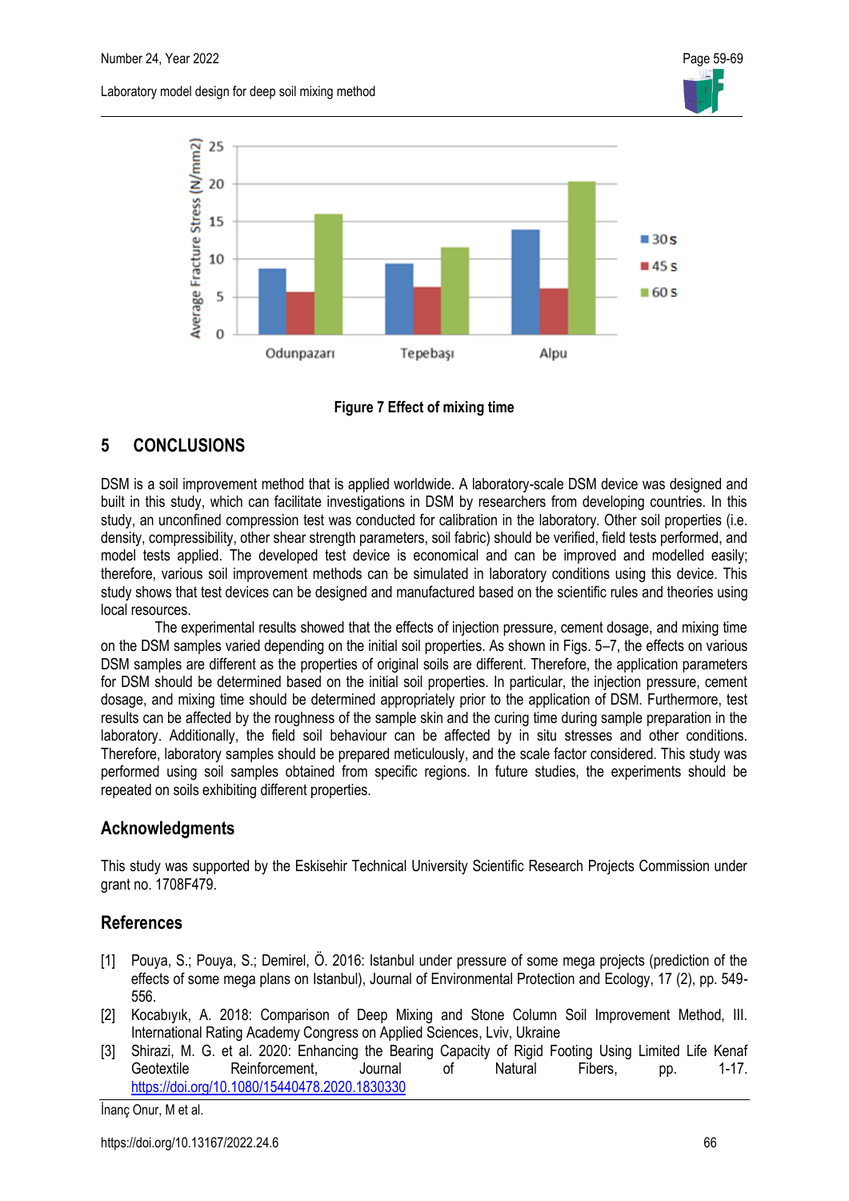Figure 7 Effect of mixing time

## 5 CONCLUSIONS

DSM is a soil improvement method that is applied worldwide. A laboratory-scale DSM device was designed and built in this study, which can facilitate investigations in DSM by researchers from developing countries. In this study, an unconfined compression test was conducted for calibration in the laboratory. Other soil properties (i.e. density, compressibility, other shear strength parameters, soil fabric) should be verified, field tests performed, and model tests applied. The developed test device is economical and can be improved and modelled easily; therefore, various soil improvement methods can be simulated in laboratory conditions using this device. This study shows that test devices can be designed and manufactured based on the scientific rules and theories using local resources.

The experimental results showed that the effects of injection pressure, cement dosage, and mixing time on the DSM samples varied depending on the initial soil properties. As shown in Figs. 5–7, the effects on various DSM samples are different as the properties of original soils are different. Therefore, the application parameters for DSM should be determined based on the initial soil properties. In particular, the injection pressure, cement dosage, and mixing time should be determined appropriately prior to the application of DSM. Furthermore, test results can be affected by the roughness of the sample skin and the curing time during sample preparation in the laboratory. Additionally, the field soil behaviour can be affected by in situ stresses and other conditions. Therefore, laboratory samples should be prepared meticulously, and the scale factor considered. This study was performed using soil samples obtained from specific regions. In future studies, the experiments should be repeated on soils exhibiting different properties.

## Acknowledgments

This study was supported by the Eskisehir Technical University Scientific Research Projects Commission under grant no. 1708F479.

## References

[1] Pouya, S.; Pouya, S.; Demirel, Ö. 2016: Istanbul under pressure of some mega projects (prediction of the effects of some mega plans on Istanbul), Journal of Environmental Protection and Ecology, 17 (2), pp. 549-556.

[2] Kocabıyık, A. 2018: Comparison of Deep Mixing and Stone Column Soil Improvement Method, III. International Rating Academy Congress on Applied Sciences, Lviv, Ukraine

[3] Shirazi, M. G. et al. 2020: Enhancing the Bearing Capacity of Rigid Footing Using Limited Life Kenaf Geotextile Reinforcement, Journal of Natural Fibers, pp. 1-17. https://doi.org/10.1080/15440478.2020.1830330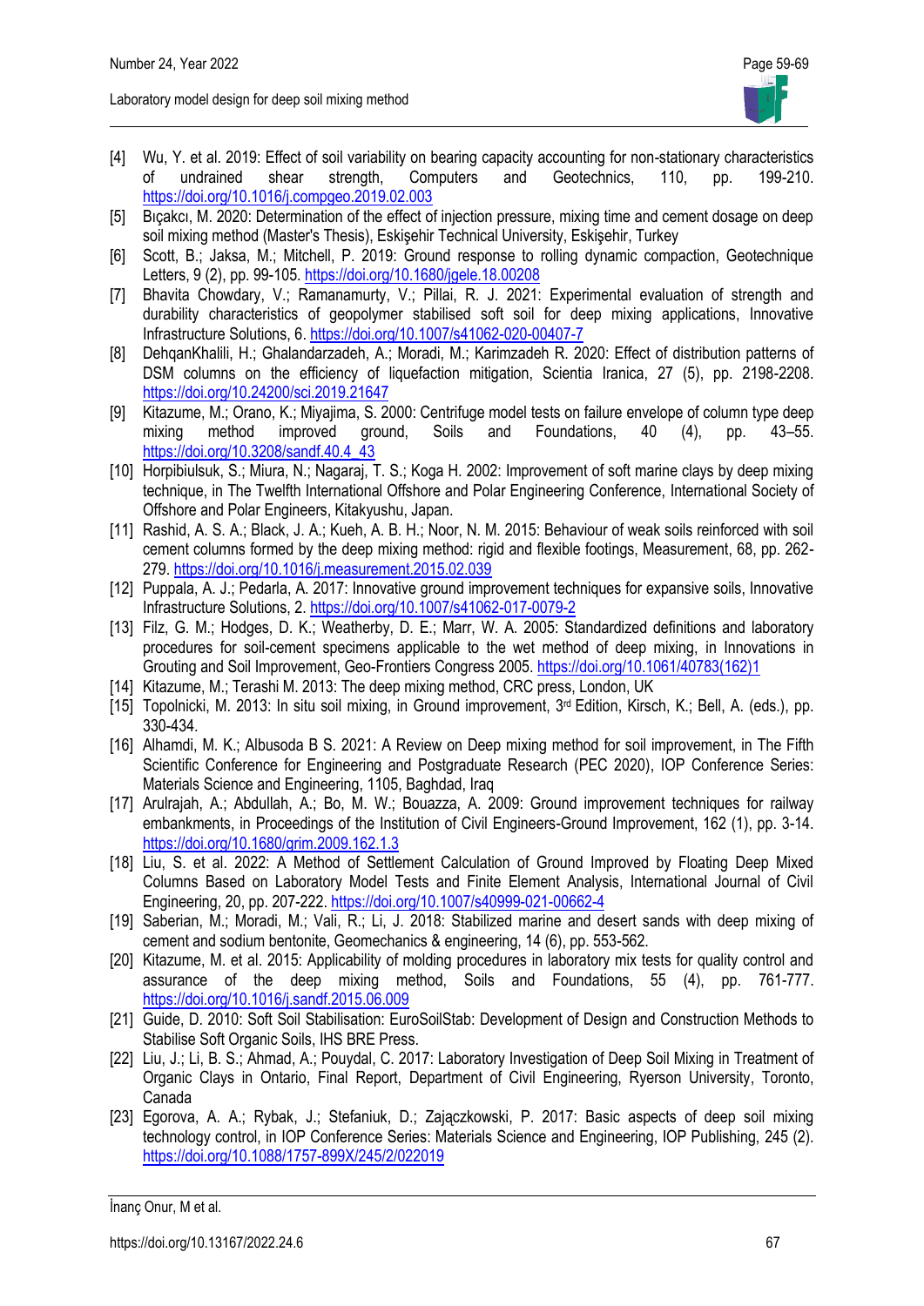[4] Wu, Y. et al. 2019: Effect of soil variability on bearing capacity accounting for non-stationary characteristics of undrained shear strength, Computers and Geotechnics, 110, pp. 199-210. https://doi.org/10.1016/j.compgeo.2019.02.003

[5] Bıçakcı, M. 2020: Determination of the effect of injection pressure, mixing time and cement dosage on deep soil mixing method (Master's Thesis), Eskişehir Technical University, Eskişehir, Turkey

[6] Scott, B.; Jaksa, M.; Mitchell, P. 2019: Ground response to rolling dynamic compaction, Geotechnique Letters, 9 (2), pp. 99-105. https://doi.org/10.1680/jgele.18.00208

[7] Bhavita Chowdary, V.; Ramanamurty, V.; Pillai, R. J. 2021: Experimental evaluation of strength and durability characteristics of geopolymer stabilised soft soil for deep mixing applications, Innovative Infrastructure Solutions, 6. https://doi.org/10.1007/s41062-020-00407-7

[8] DehqanKhalili, H.; Ghalandarzadeh, A.; Moradi, M.; Karimzadeh R. 2020: Effect of distribution patterns of DSM columns on the efficiency of liquefaction mitigation, Scientia Iranica, 27 (5), pp. 2198-2208. https://doi.org/10.24200/sci.2019.21647

[9] Kitazume, M.; Orano, K.; Miyajima, S. 2000: Centrifuge model tests on failure envelope of column type deep mixing method improved ground, Soils and Foundations, 40 (4), pp. 43–55. https://doi.org/10.3208/sandf.40.4_43

[10] Horpibiulsuk, S.; Miura, N.; Nagaraj, T. S.; Koga H. 2002: Improvement of soft marine clays by deep mixing technique, in The Twelfth International Offshore and Polar Engineering Conference, International Society of Offshore and Polar Engineers, Kitakyushu, Japan.

[11] Rashid, A. S. A.; Black, J. A.; Kueh, A. B. H.; Noor, N. M. 2015: Behaviour of weak soils reinforced with soil cement columns formed by the deep mixing method: rigid and flexible footings, Measurement, 68, pp. 262-279. https://doi.org/10.1016/j.measurement.2015.02.039

[12] Puppala, A. J.; Pedarla, A. 2017: Innovative ground improvement techniques for expansive soils, Innovative Infrastructure Solutions, 2. https://doi.org/10.1007/s41062-017-0079-2

[13] Filz, G. M.; Hodges, D. K.; Weatherby, D. E.; Marr, W. A. 2005: Standardized definitions and laboratory procedures for soil-cement specimens applicable to the wet method of deep mixing, in Innovations in Grouting and Soil Improvement, Geo-Frontiers Congress 2005. https://doi.org/10.1061/40783(162)1

[14] Kitazume, M.; Terashi M. 2013: The deep mixing method, CRC press, London, UK

[15] Topolnicki, M. 2013: In situ soil mixing, in Ground improvement, 3rd Edition, Kirsch, K.; Bell, A. (eds.), pp. 330-434.

[16] Alhamdi, M. K.; Albusoda B S. 2021: A Review on Deep mixing method for soil improvement, in The Fifth Scientific Conference for Engineering and Postgraduate Research (PEC 2020), IOP Conference Series: Materials Science and Engineering, 1105, Baghdad, Iraq

[17] Arulrajah, A.; Abdullah, A.; Bo, M. W.; Bouazza, A. 2009: Ground improvement techniques for railway embankments, in Proceedings of the Institution of Civil Engineers-Ground Improvement, 162 (1), pp. 3-14. https://doi.org/10.1680/grim.2009.162.1.3

[18] Liu, S. et al. 2022: A Method of Settlement Calculation of Ground Improved by Floating Deep Mixed Columns Based on Laboratory Model Tests and Finite Element Analysis, International Journal of Civil Engineering, 20, pp. 207-222. https://doi.org/10.1007/s40999-021-00662-4

[19] Saberian, M.; Moradi, M.; Vali, R.; Li, J. 2018: Stabilized marine and desert sands with deep mixing of cement and sodium bentonite, Geomechanics & engineering, 14 (6), pp. 553-562.

[20] Kitazume, M. et al. 2015: Applicability of molding procedures in laboratory mix tests for quality control and assurance of the deep mixing method, Soils and Foundations, 55 (4), pp. 761-777. https://doi.org/10.1016/j.sandf.2015.06.009

[21] Guide, D. 2010: Soft Soil Stabilisation: EuroSoilStab: Development of Design and Construction Methods to Stabilise Soft Organic Soils, IHS BRE Press.

[22] Liu, J.; Li, B. S.; Ahmad, A.; Pouydal, C. 2017: Laboratory Investigation of Deep Soil Mixing in Treatment of Organic Clays in Ontario, Final Report, Department of Civil Engineering, Ryerson University, Toronto, Canada

[23] Egorova, A. A.; Rybak, J.; Stefaniuk, D.; Zajączkowski, P. 2017: Basic aspects of deep soil mixing technology control, in IOP Conference Series: Materials Science and Engineering, IOP Publishing, 245 (2). https://doi.org/10.1088/1757-899X/245/2/022019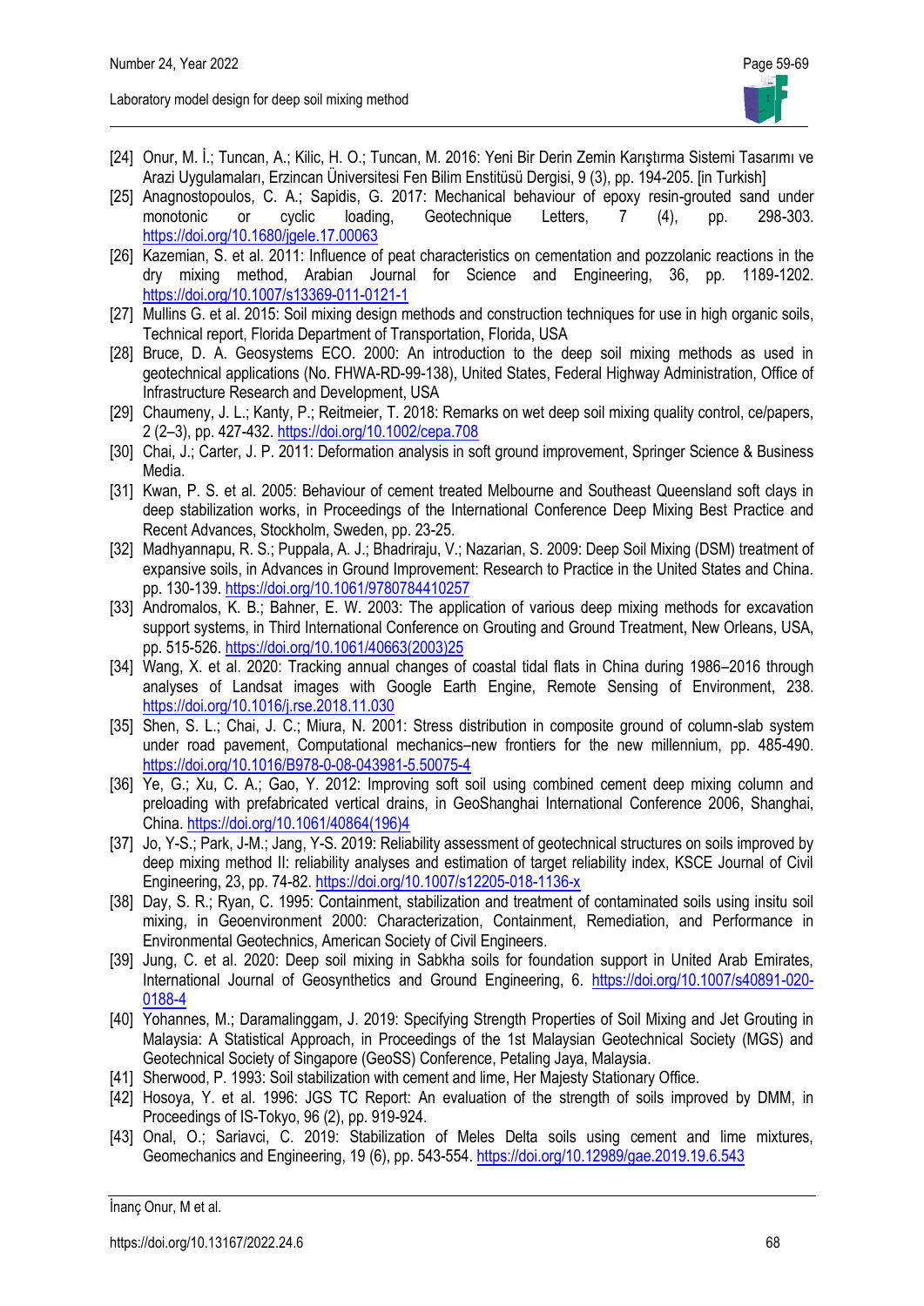[24] Onur, M. İ.; Tuncan, A.; Kilic, H. O.; Tuncan, M. 2016: Yeni Bir Derin Zemin Karıştırma Sistemi Tasarımı ve Arazi Uygulamaları, Erzincan Üniversitesi Fen Bilim Enstitüsü Dergisi, 9 (3), pp. 194-205. [in Turkish]

[25] Anagnostopoulos, C. A.; Sapidis, G. 2017: Mechanical behaviour of epoxy resin-grouted sand under monotonic or cyclic loading, Geotechnique Letters, 7 (4), pp. 298-303. https://doi.org/10.1680/jgele.17.00063

[26] Kazemian, S. et al. 2011: Influence of peat characteristics on cementation and pozzolanic reactions in the dry mixing method, Arabian Journal for Science and Engineering, 36, pp. 1189-1202. https://doi.org/10.1007/s13369-011-0121-1

[27] Mullins G. et al. 2015: Soil mixing design methods and construction techniques for use in high organic soils, Technical report, Florida Department of Transportation, Florida, USA

[28] Bruce, D. A. Geosystems ECO. 2000: An introduction to the deep soil mixing methods as used in geotechnical applications (No. FHWA-RD-99-138), United States, Federal Highway Administration, Office of Infrastructure Research and Development, USA

[29] Chaumeny, J. L.; Kanty, P.; Reitmeier, T. 2018: Remarks on wet deep soil mixing quality control, ce/papers, 2 (2–3), pp. 427-432. https://doi.org/10.1002/cepa.708

[30] Chai, J.; Carter, J. P. 2011: Deformation analysis in soft ground improvement, Springer Science & Business Media.

[31] Kwan, P. S. et al. 2005: Behaviour of cement treated Melbourne and Southeast Queensland soft clays in deep stabilization works, in Proceedings of the International Conference Deep Mixing Best Practice and Recent Advances, Stockholm, Sweden, pp. 23-25.

[32] Madhyannapu, R. S.; Puppala, A. J.; Bhadriraju, V.; Nazarian, S. 2009: Deep Soil Mixing (DSM) treatment of expansive soils, in Advances in Ground Improvement: Research to Practice in the United States and China. pp. 130-139. https://doi.org/10.1061/9780784410257

[33] Andromalos, K. B.; Bahner, E. W. 2003: The application of various deep mixing methods for excavation support systems, in Third International Conference on Grouting and Ground Treatment, New Orleans, USA, pp. 515-526. https://doi.org/10.1061/40663(2003)25

[34] Wang, X. et al. 2020: Tracking annual changes of coastal tidal flats in China during 1986–2016 through analyses of Landsat images with Google Earth Engine, Remote Sensing of Environment, 238. https://doi.org/10.1016/j.rse.2018.11.030

[35] Shen, S. L.; Chai, J. C.; Miura, N. 2001: Stress distribution in composite ground of column-slab system under road pavement, Computational mechanics–new frontiers for the new millennium, pp. 485-490. https://doi.org/10.1016/B978-0-08-043981-5.50075-4

[36] Ye, G.; Xu, C. A.; Gao, Y. 2012: Improving soft soil using combined cement deep mixing column and preloading with prefabricated vertical drains, in GeoShanghai International Conference 2006, Shanghai, China. https://doi.org/10.1061/40864(196)4

[37] Jo, Y-S.; Park, J-M.; Jang, Y-S. 2019: Reliability assessment of geotechnical structures on soils improved by deep mixing method II: reliability analyses and estimation of target reliability index, KSCE Journal of Civil Engineering, 23, pp. 74-82. https://doi.org/10.1007/s12205-018-1136-x

[38] Day, S. R.; Ryan, C. 1995: Containment, stabilization and treatment of contaminated soils using insitu soil mixing, in Geoenvironment 2000: Characterization, Containment, Remediation, and Performance in Environmental Geotechnics, American Society of Civil Engineers.

[39] Jung, C. et al. 2020: Deep soil mixing in Sabkha soils for foundation support in United Arab Emirates, International Journal of Geosynthetics and Ground Engineering, 6. https://doi.org/10.1007/s40891-020-0188-4

[40] Yohannes, M.; Daramalinggam, J. 2019: Specifying Strength Properties of Soil Mixing and Jet Grouting in Malaysia: A Statistical Approach, in Proceedings of the 1st Malaysian Geotechnical Society (MGS) and Geotechnical Society of Singapore (GeoSS) Conference, Petaling Jaya, Malaysia.

[41] Sherwood, P. 1993: Soil stabilization with cement and lime, Her Majesty Stationary Office.

[42] Hosoya, Y. et al. 1996: JGS TC Report: An evaluation of the strength of soils improved by DMM, in Proceedings of IS-Tokyo, 96 (2), pp. 919-924.

[43] Onal, O.; Sariavci, C. 2019: Stabilization of Meles Delta soils using cement and lime mixtures, Geomechanics and Engineering, 19 (6), pp. 543-554. https://doi.org/10.12989/gae.2019.19.6.543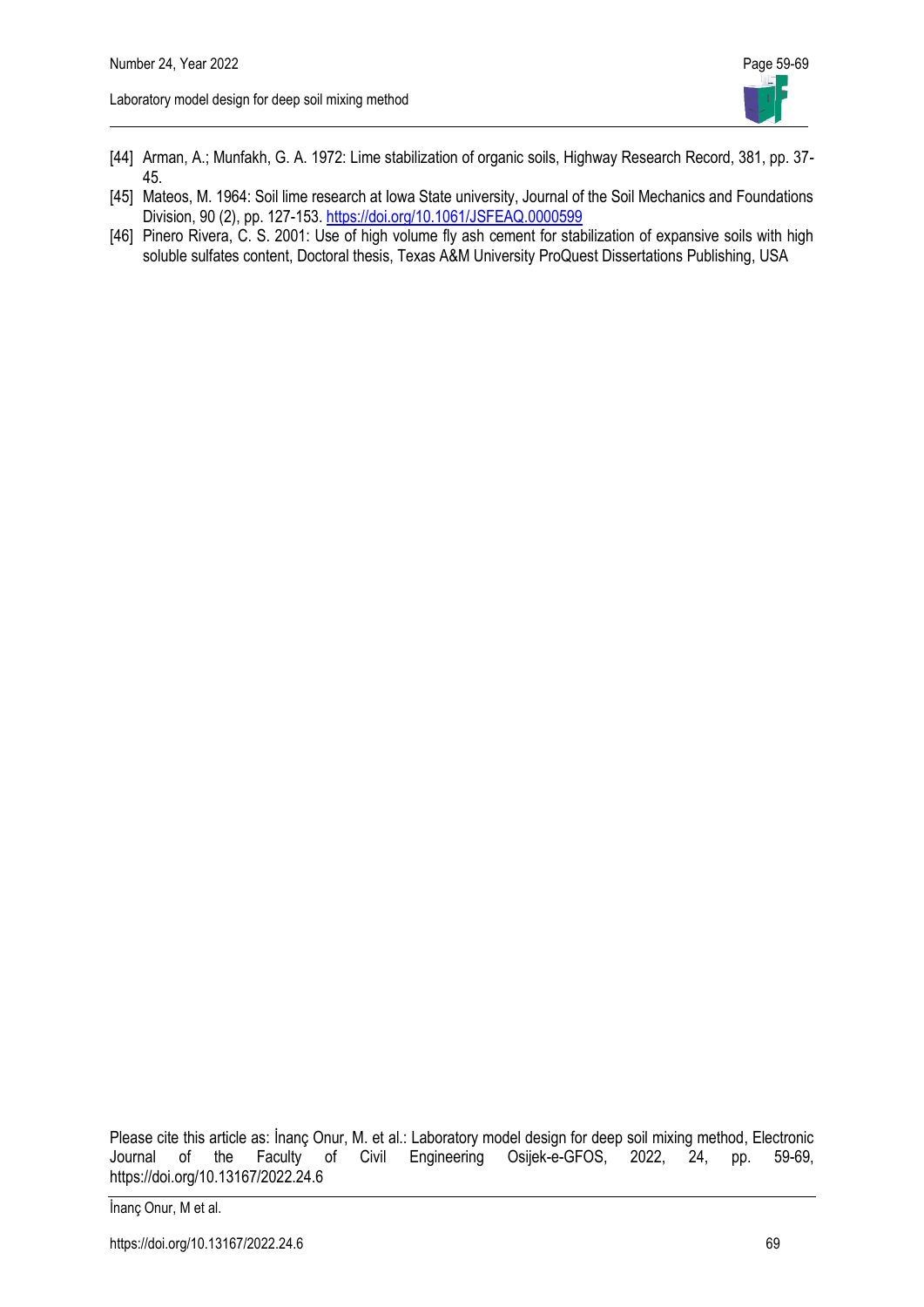[44] Arman, A.; Munfakh, G. A. 1972: Lime stabilization of organic soils, Highway Research Record, 381, pp. 37-45.

[45] Mateos, M. 1964: Soil lime research at Iowa State university, Journal of the Soil Mechanics and Foundations Division, 90 (2), pp. 127-153. https://doi.org/10.1061/JSFEAQ.0000599

[46] Pinero Rivera, C. S. 2001: Use of high volume fly ash cement for stabilization of expansive soils with high soluble sulfates content, Doctoral thesis, Texas A&M University ProQuest Dissertations Publishing, USA